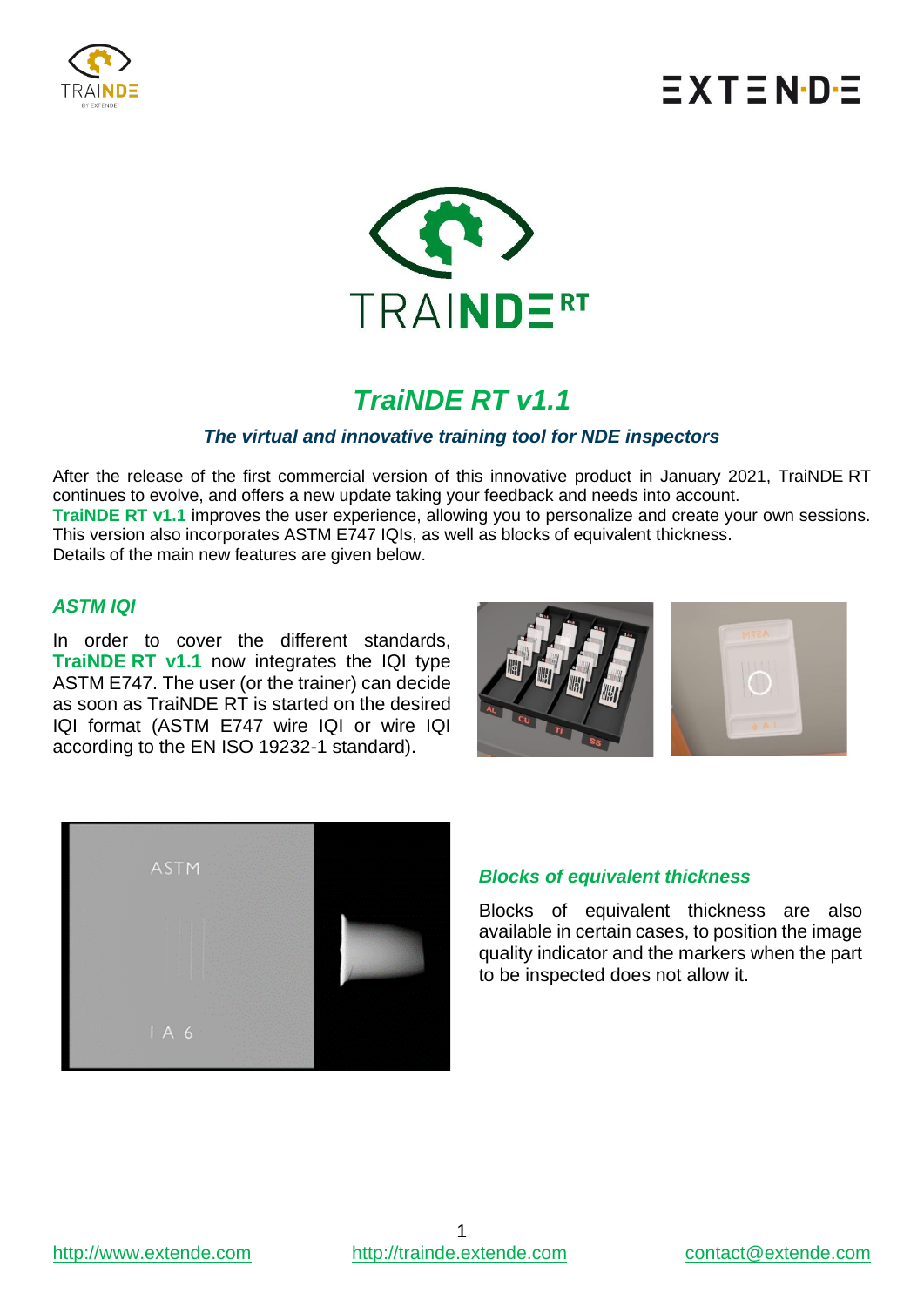# TraiNDE RT v1.1

### *The virtual and innovative training tool for NDE inspectors*

After the release of the first commercial version of this innovative product in January 2021, TraiNDE RT continues to evolve, and offers a new update taking your feedback and needs into account.
**TraiNDE RT v1.1** improves the user experience, allowing you to personalize and create your own sessions. This version also incorporates ASTM E747 IQIs, as well as blocks of equivalent thickness.
Details of the main new features are given below.

## *ASTM IQI*

In order to cover the different standards, **TraiNDE RT v1.1** now integrates the IQI type ASTM E747. The user (or the trainer) can decide as soon as TraiNDE RT is started on the desired IQI format (ASTM E747 wire IQI or wire IQI according to the EN ISO 19232-1 standard).

## *Blocks of equivalent thickness*

Blocks of equivalent thickness are also available in certain cases, to position the image quality indicator and the markers when the part to be inspected does not allow it.

[http://www.extende.com](http://www.extende.com) [http://trainde.extende.com](http://trainde.extende.com) [contact@extende.com](mailto:contact@extende.com)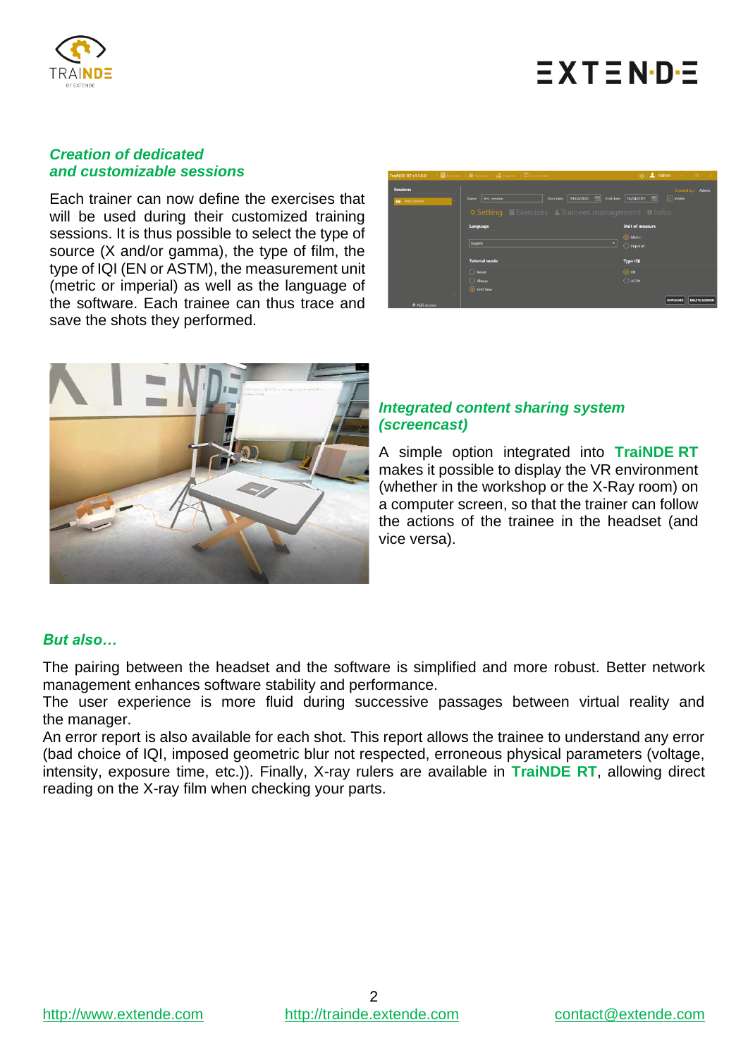### *Creation of dedicated and customizable sessions*

Each trainer can now define the exercises that will be used during their customized training sessions. It is thus possible to select the type of source (X and/or gamma), the type of film, the type of IQI (EN or ASTM), the measurement unit (metric or imperial) as well as the language of the software. Each trainee can thus trace and save the shots they performed.

### *Integrated content sharing system (screencast)*

A simple option integrated into **TraiNDE RT** makes it possible to display the VR environment (whether in the workshop or the X-Ray room) on a computer screen, so that the trainer can follow the actions of the trainee in the headset (and vice versa).

### *But also…*

The pairing between the headset and the software is simplified and more robust. Better network management enhances software stability and performance.

The user experience is more fluid during successive passages between virtual reality and the manager.

An error report is also available for each shot. This report allows the trainee to understand any error (bad choice of IQI, imposed geometric blur not respected, erroneous physical parameters (voltage, intensity, exposure time, etc.)). Finally, X-ray rulers are available in **TraiNDE RT**, allowing direct reading on the X-ray film when checking your parts.

http://www.extende.com http://traindе.extende.com contact@extende.com